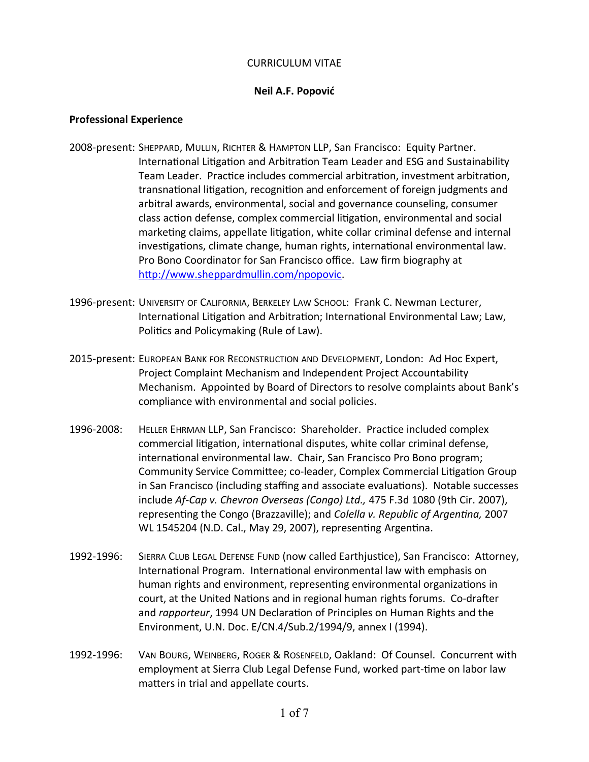CURRICULUM VITAE

**Neil A.F. Popović**

**Professional Experience**

2008-present: SHEPPARD, MULLIN, RICHTER & HAMPTON LLP, San Francisco: Equity Partner. International Litigation and Arbitration Team Leader and ESG and Sustainability Team Leader. Practice includes commercial arbitration, investment arbitration, transnational litigation, recognition and enforcement of foreign judgments and arbitral awards, environmental, social and governance counseling, consumer class action defense, complex commercial litigation, environmental and social marketing claims, appellate litigation, white collar criminal defense and internal investigations, climate change, human rights, international environmental law. Pro Bono Coordinator for San Francisco office. Law firm biography at [http://www.sheppardmullin.com/npopovic](http://www.sheppardmullin.com/npopovic).

1996-present: UNIVERSITY OF CALIFORNIA, BERKELEY LAW SCHOOL: Frank C. Newman Lecturer, International Litigation and Arbitration; International Environmental Law; Law, Politics and Policymaking (Rule of Law).

2015-present: EUROPEAN BANK FOR RECONSTRUCTION AND DEVELOPMENT, London: Ad Hoc Expert, Project Complaint Mechanism and Independent Project Accountability Mechanism. Appointed by Board of Directors to resolve complaints about Bank's compliance with environmental and social policies.

1996-2008: HELLER EHRMAN LLP, San Francisco: Shareholder. Practice included complex commercial litigation, international disputes, white collar criminal defense, international environmental law. Chair, San Francisco Pro Bono program; Community Service Committee; co-leader, Complex Commercial Litigation Group in San Francisco (including staffing and associate evaluations). Notable successes include *Af-Cap v. Chevron Overseas (Congo) Ltd.,* 475 F.3d 1080 (9th Cir. 2007), representing the Congo (Brazzaville); and *Colella v. Republic of Argentina,* 2007 WL 1545204 (N.D. Cal., May 29, 2007), representing Argentina.

1992-1996: SIERRA CLUB LEGAL DEFENSE FUND (now called Earthjustice), San Francisco: Attorney, International Program. International environmental law with emphasis on human rights and environment, representing environmental organizations in court, at the United Nations and in regional human rights forums. Co-drafter and *rapporteur*, 1994 UN Declaration of Principles on Human Rights and the Environment, U.N. Doc. E/CN.4/Sub.2/1994/9, annex I (1994).

1992-1996: VAN BOURG, WEINBERG, ROGER & ROSENFELD, Oakland: Of Counsel. Concurrent with employment at Sierra Club Legal Defense Fund, worked part-time on labor law matters in trial and appellate courts.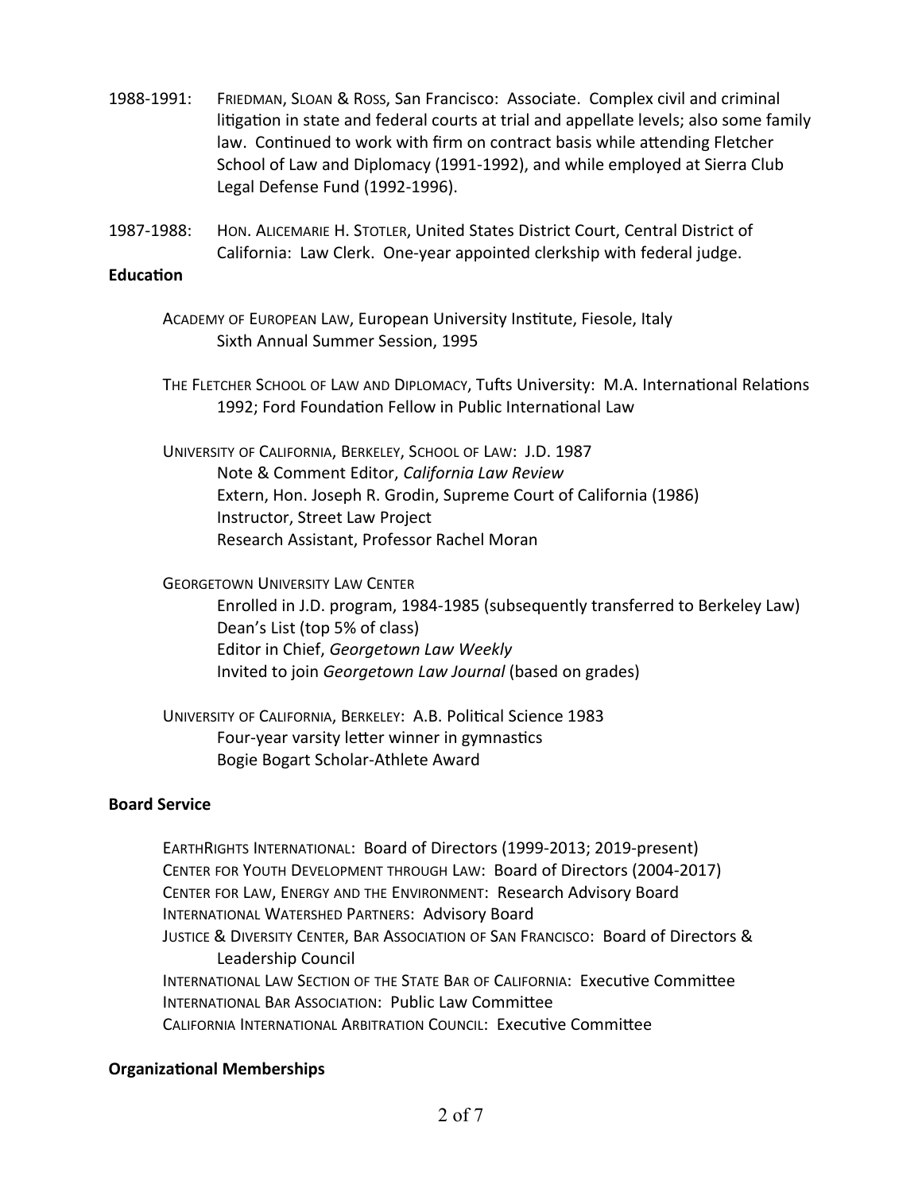1988-1991: FRIEDMAN, SLOAN & ROSS, San Francisco: Associate. Complex civil and criminal litigation in state and federal courts at trial and appellate levels; also some family law. Continued to work with firm on contract basis while attending Fletcher School of Law and Diplomacy (1991-1992), and while employed at Sierra Club Legal Defense Fund (1992-1996).

1987-1988: HON. ALICEMARIE H. STOTLER, United States District Court, Central District of California: Law Clerk. One-year appointed clerkship with federal judge.

**Education**

ACADEMY OF EUROPEAN LAW, European University Institute, Fiesole, Italy
Sixth Annual Summer Session, 1995

THE FLETCHER SCHOOL OF LAW AND DIPLOMACY, Tufts University: M.A. International Relations 1992; Ford Foundation Fellow in Public International Law

UNIVERSITY OF CALIFORNIA, BERKELEY, SCHOOL OF LAW: J.D. 1987
Note & Comment Editor, *California Law Review*
Extern, Hon. Joseph R. Grodin, Supreme Court of California (1986)
Instructor, Street Law Project
Research Assistant, Professor Rachel Moran

GEORGETOWN UNIVERSITY LAW CENTER
Enrolled in J.D. program, 1984-1985 (subsequently transferred to Berkeley Law)
Dean's List (top 5% of class)
Editor in Chief, *Georgetown Law Weekly*
Invited to join *Georgetown Law Journal* (based on grades)

UNIVERSITY OF CALIFORNIA, BERKELEY: A.B. Political Science 1983
Four-year varsity letter winner in gymnastics
Bogie Bogart Scholar-Athlete Award

**Board Service**

EARTHRIGHTS INTERNATIONAL: Board of Directors (1999-2013; 2019-present)
CENTER FOR YOUTH DEVELOPMENT THROUGH LAW: Board of Directors (2004-2017)
CENTER FOR LAW, ENERGY AND THE ENVIRONMENT: Research Advisory Board
INTERNATIONAL WATERSHED PARTNERS: Advisory Board
JUSTICE & DIVERSITY CENTER, BAR ASSOCIATION OF SAN FRANCISCO: Board of Directors & Leadership Council
INTERNATIONAL LAW SECTION OF THE STATE BAR OF CALIFORNIA: Executive Committee
INTERNATIONAL BAR ASSOCIATION: Public Law Committee
CALIFORNIA INTERNATIONAL ARBITRATION COUNCIL: Executive Committee

**Organizational Memberships**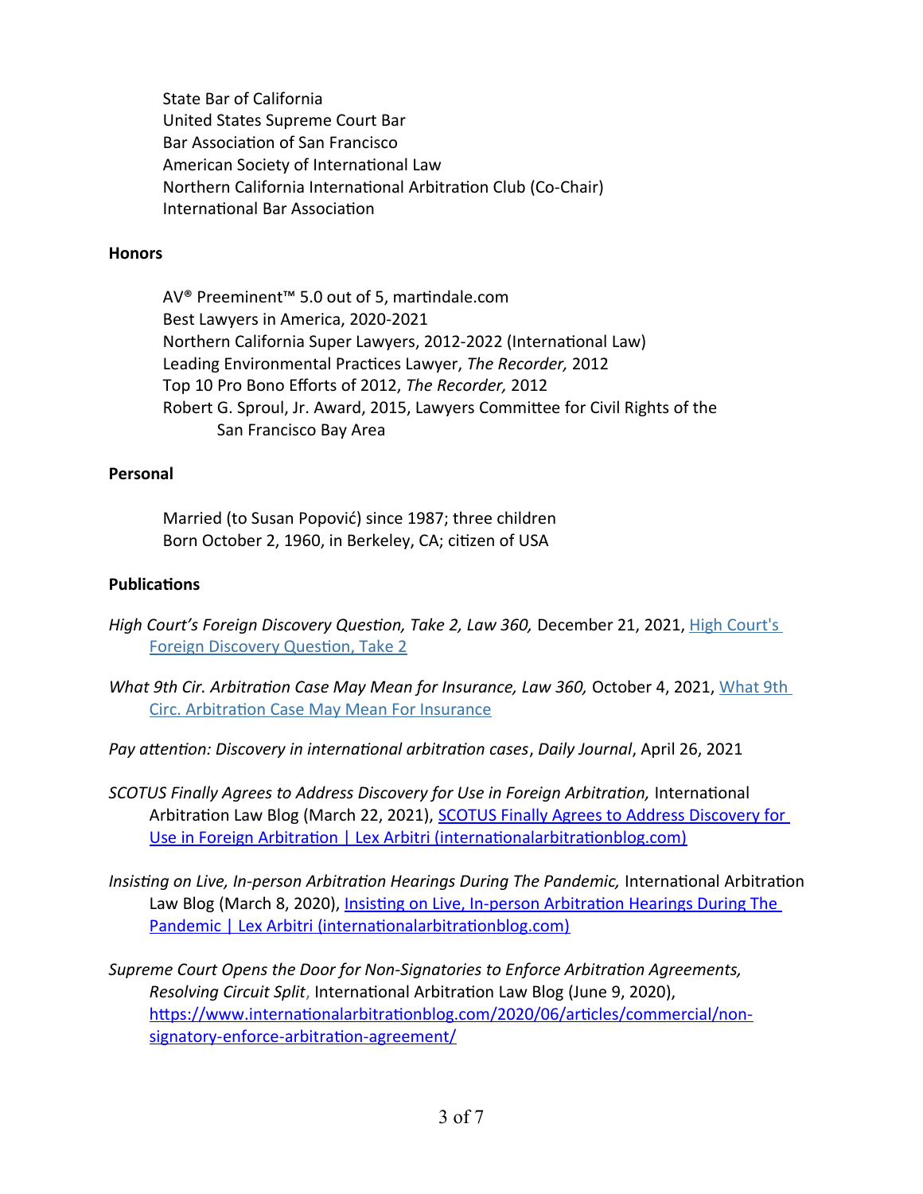State Bar of California
United States Supreme Court Bar
Bar Association of San Francisco
American Society of International Law
Northern California International Arbitration Club (Co-Chair)
International Bar Association

**Honors**

AV® Preeminent™ 5.0 out of 5, martindale.com
Best Lawyers in America, 2020-2021
Northern California Super Lawyers, 2012-2022 (International Law)
Leading Environmental Practices Lawyer, *The Recorder,* 2012
Top 10 Pro Bono Efforts of 2012, *The Recorder,* 2012
Robert G. Sproul, Jr. Award, 2015, Lawyers Committee for Civil Rights of the San Francisco Bay Area

**Personal**

Married (to Susan Popović) since 1987; three children
Born October 2, 1960, in Berkeley, CA; citizen of USA

**Publications**

*High Court's Foreign Discovery Question, Take 2, Law 360,* December 21, 2021, [High Court's Foreign Discovery Question, Take 2]

*What 9th Cir. Arbitration Case May Mean for Insurance, Law 360,* October 4, 2021, [What 9th Circ. Arbitration Case May Mean For Insurance]

*Pay attention: Discovery in international arbitration cases*, *Daily Journal*, April 26, 2021

*SCOTUS Finally Agrees to Address Discovery for Use in Foreign Arbitration,* International Arbitration Law Blog (March 22, 2021), [SCOTUS Finally Agrees to Address Discovery for Use in Foreign Arbitration | Lex Arbitri (internationalarbitrationblog.com)]

*Insisting on Live, In-person Arbitration Hearings During The Pandemic,* International Arbitration Law Blog (March 8, 2020), [Insisting on Live, In-person Arbitration Hearings During The Pandemic | Lex Arbitri (internationalarbitrationblog.com)]

*Supreme Court Opens the Door for Non-Signatories to Enforce Arbitration Agreements, Resolving Circuit Split*, International Arbitration Law Blog (June 9, 2020), https://www.internationalarbitrationblog.com/2020/06/articles/commercial/non-signatory-enforce-arbitration-agreement/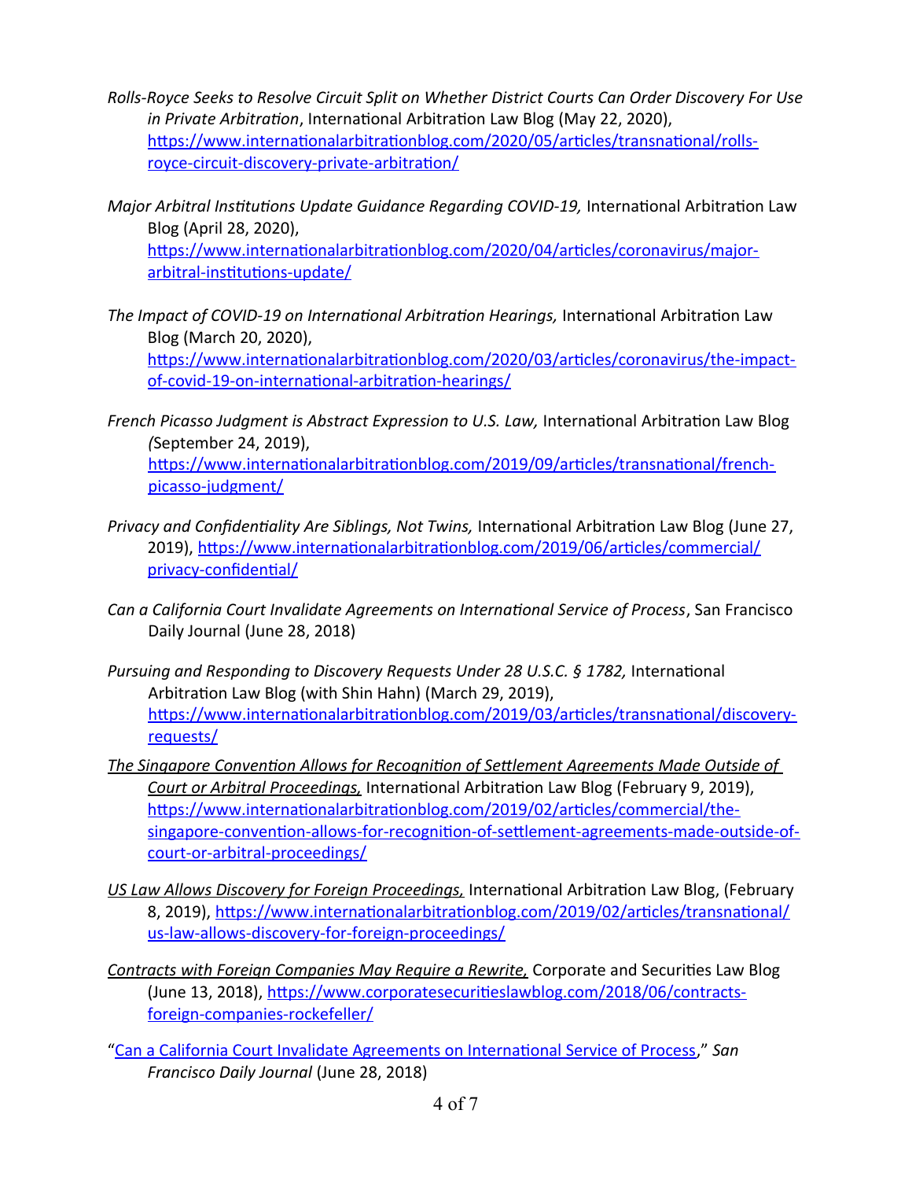*Rolls-Royce Seeks to Resolve Circuit Split on Whether District Courts Can Order Discovery For Use in Private Arbitration*, International Arbitration Law Blog (May 22, 2020), https://www.internationalarbitrationblog.com/2020/05/articles/transnational/rolls-royce-circuit-discovery-private-arbitration/

*Major Arbitral Institutions Update Guidance Regarding COVID-19,* International Arbitration Law Blog (April 28, 2020), https://www.internationalarbitrationblog.com/2020/04/articles/coronavirus/major-arbitral-institutions-update/

*The Impact of COVID-19 on International Arbitration Hearings,* International Arbitration Law Blog (March 20, 2020), https://www.internationalarbitrationblog.com/2020/03/articles/coronavirus/the-impact-of-covid-19-on-international-arbitration-hearings/

*French Picasso Judgment is Abstract Expression to U.S. Law,* International Arbitration Law Blog *(*September 24, 2019), https://www.internationalarbitrationblog.com/2019/09/articles/transnational/french-picasso-judgment/

*Privacy and Confidentiality Are Siblings, Not Twins,* International Arbitration Law Blog (June 27, 2019), https://www.internationalarbitrationblog.com/2019/06/articles/commercial/privacy-confidential/

*Can a California Court Invalidate Agreements on International Service of Process*, San Francisco Daily Journal (June 28, 2018)

*Pursuing and Responding to Discovery Requests Under 28 U.S.C. § 1782,* International Arbitration Law Blog (with Shin Hahn) (March 29, 2019), https://www.internationalarbitrationblog.com/2019/03/articles/transnational/discovery-requests/

*The Singapore Convention Allows for Recognition of Settlement Agreements Made Outside of Court or Arbitral Proceedings,* International Arbitration Law Blog (February 9, 2019), https://www.internationalarbitrationblog.com/2019/02/articles/commercial/the-singapore-convention-allows-for-recognition-of-settlement-agreements-made-outside-of-court-or-arbitral-proceedings/

*US Law Allows Discovery for Foreign Proceedings,* International Arbitration Law Blog, (February 8, 2019), https://www.internationalarbitrationblog.com/2019/02/articles/transnational/us-law-allows-discovery-for-foreign-proceedings/

*Contracts with Foreign Companies May Require a Rewrite,* Corporate and Securities Law Blog (June 13, 2018), https://www.corporatesecuritieslawblog.com/2018/06/contracts-foreign-companies-rockefeller/

"Can a California Court Invalidate Agreements on International Service of Process," *San Francisco Daily Journal* (June 28, 2018)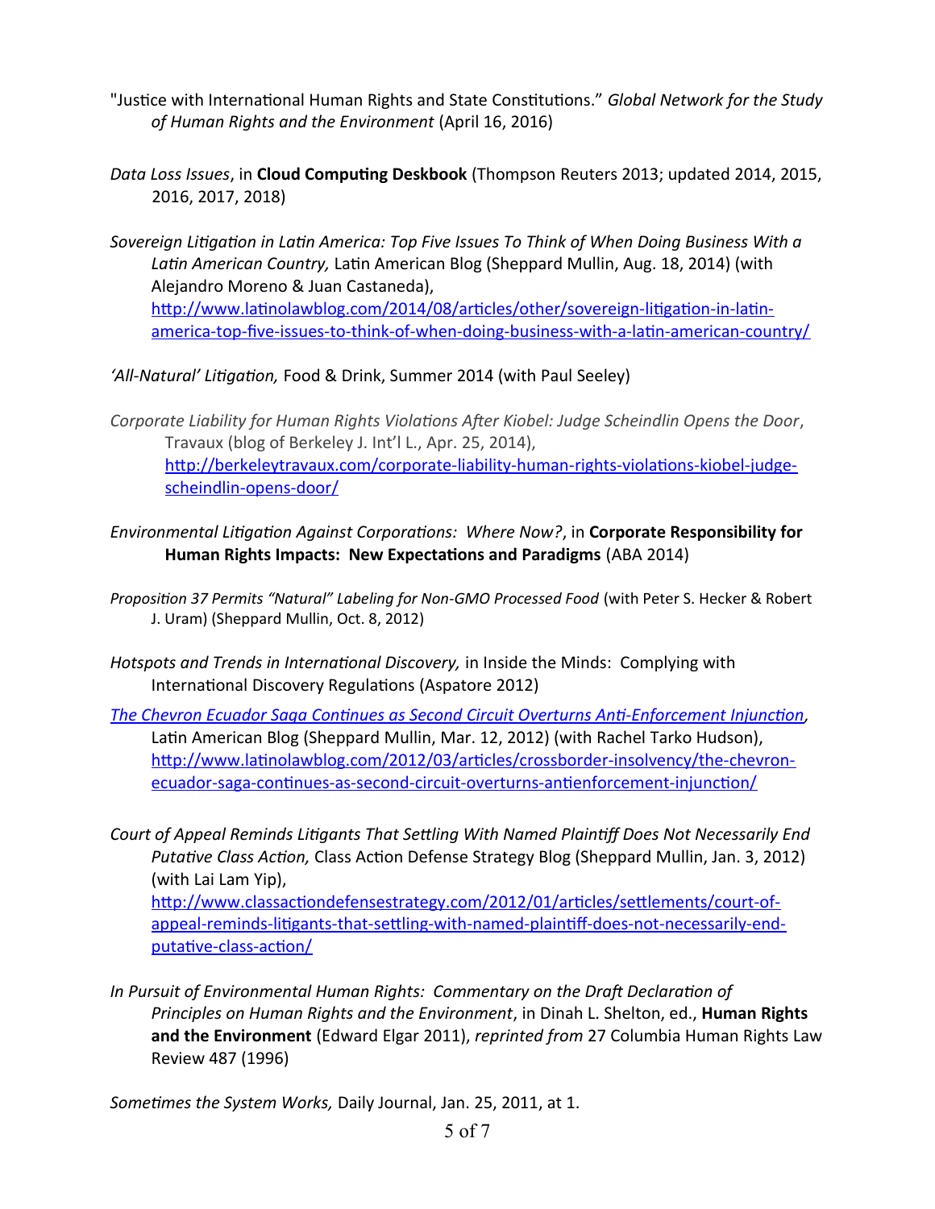"Justice with International Human Rights and State Constitutions." *Global Network for the Study of Human Rights and the Environment* (April 16, 2016)

*Data Loss Issues*, in **Cloud Computing Deskbook** (Thompson Reuters 2013; updated 2014, 2015, 2016, 2017, 2018)

*Sovereign Litigation in Latin America: Top Five Issues To Think of When Doing Business With a Latin American Country,* Latin American Blog (Sheppard Mullin, Aug. 18, 2014) (with Alejandro Moreno & Juan Castaneda), http://www.latinolawblog.com/2014/08/articles/other/sovereign-litigation-in-latin-america-top-five-issues-to-think-of-when-doing-business-with-a-latin-american-country/

*'All-Natural' Litigation,* Food & Drink, Summer 2014 (with Paul Seeley)

*Corporate Liability for Human Rights Violations After Kiobel: Judge Scheindlin Opens the Door*, Travaux (blog of Berkeley J. Int'l L., Apr. 25, 2014), http://berkeleytravaux.com/corporate-liability-human-rights-violations-kiobel-judge-scheindlin-opens-door/

*Environmental Litigation Against Corporations: Where Now?*, in **Corporate Responsibility for Human Rights Impacts: New Expectations and Paradigms** (ABA 2014)

*Proposition 37 Permits "Natural" Labeling for Non-GMO Processed Food* (with Peter S. Hecker & Robert J. Uram) (Sheppard Mullin, Oct. 8, 2012)

*Hotspots and Trends in International Discovery,* in Inside the Minds: Complying with International Discovery Regulations (Aspatore 2012)

*The Chevron Ecuador Saga Continues as Second Circuit Overturns Anti-Enforcement Injunction*, Latin American Blog (Sheppard Mullin, Mar. 12, 2012) (with Rachel Tarko Hudson), http://www.latinolawblog.com/2012/03/articles/crossborder-insolvency/the-chevron-ecuador-saga-continues-as-second-circuit-overturns-antienforcement-injunction/

*Court of Appeal Reminds Litigants That Settling With Named Plaintiff Does Not Necessarily End Putative Class Action,* Class Action Defense Strategy Blog (Sheppard Mullin, Jan. 3, 2012) (with Lai Lam Yip), http://www.classactiondefensestrategy.com/2012/01/articles/settlements/court-of-appeal-reminds-litigants-that-settling-with-named-plaintiff-does-not-necessarily-end-putative-class-action/

*In Pursuit of Environmental Human Rights: Commentary on the Draft Declaration of Principles on Human Rights and the Environment*, in Dinah L. Shelton, ed., **Human Rights and the Environment** (Edward Elgar 2011), *reprinted from* 27 Columbia Human Rights Law Review 487 (1996)

*Sometimes the System Works,* Daily Journal, Jan. 25, 2011, at 1.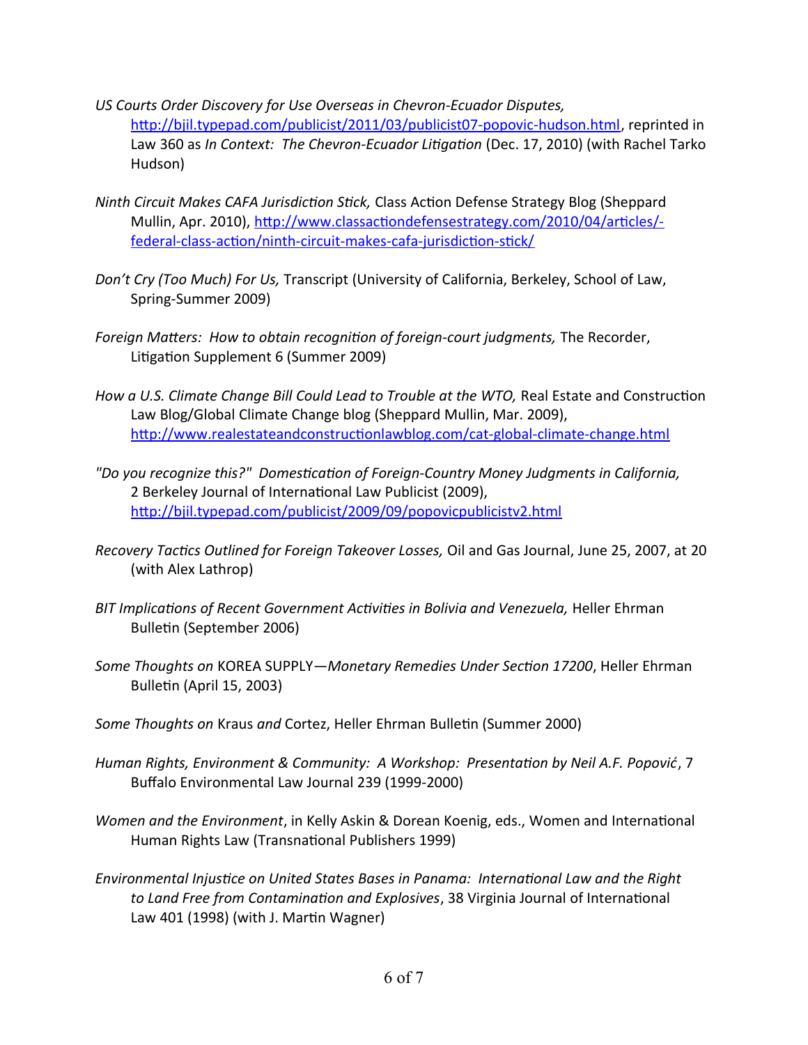*US Courts Order Discovery for Use Overseas in Chevron-Ecuador Disputes,* http://bjil.typepad.com/publicist/2011/03/publicist07-popovic-hudson.html, reprinted in Law 360 as *In Context: The Chevron-Ecuador Litigation* (Dec. 17, 2010) (with Rachel Tarko Hudson)

*Ninth Circuit Makes CAFA Jurisdiction Stick,* Class Action Defense Strategy Blog (Sheppard Mullin, Apr. 2010), http://www.classactiondefensestrategy.com/2010/04/articles/-federal-class-action/ninth-circuit-makes-cafa-jurisdiction-stick/

*Don't Cry (Too Much) For Us,* Transcript (University of California, Berkeley, School of Law, Spring-Summer 2009)

*Foreign Matters: How to obtain recognition of foreign-court judgments,* The Recorder, Litigation Supplement 6 (Summer 2009)

*How a U.S. Climate Change Bill Could Lead to Trouble at the WTO,* Real Estate and Construction Law Blog/Global Climate Change blog (Sheppard Mullin, Mar. 2009), http://www.realestateandconstructionlawblog.com/cat-global-climate-change.html

*"Do you recognize this?" Domestication of Foreign-Country Money Judgments in California,* 2 Berkeley Journal of International Law Publicist (2009), http://bjil.typepad.com/publicist/2009/09/popovicpublicistv2.html

*Recovery Tactics Outlined for Foreign Takeover Losses,* Oil and Gas Journal, June 25, 2007, at 20 (with Alex Lathrop)

*BIT Implications of Recent Government Activities in Bolivia and Venezuela,* Heller Ehrman Bulletin (September 2006)

*Some Thoughts on* KOREA SUPPLY—*Monetary Remedies Under Section 17200*, Heller Ehrman Bulletin (April 15, 2003)

*Some Thoughts on* Kraus *and* Cortez, Heller Ehrman Bulletin (Summer 2000)

*Human Rights, Environment & Community: A Workshop: Presentation by Neil A.F. Popović*, 7 Buffalo Environmental Law Journal 239 (1999-2000)

*Women and the Environment*, in Kelly Askin & Dorean Koenig, eds., Women and International Human Rights Law (Transnational Publishers 1999)

*Environmental Injustice on United States Bases in Panama: International Law and the Right to Land Free from Contamination and Explosives*, 38 Virginia Journal of International Law 401 (1998) (with J. Martin Wagner)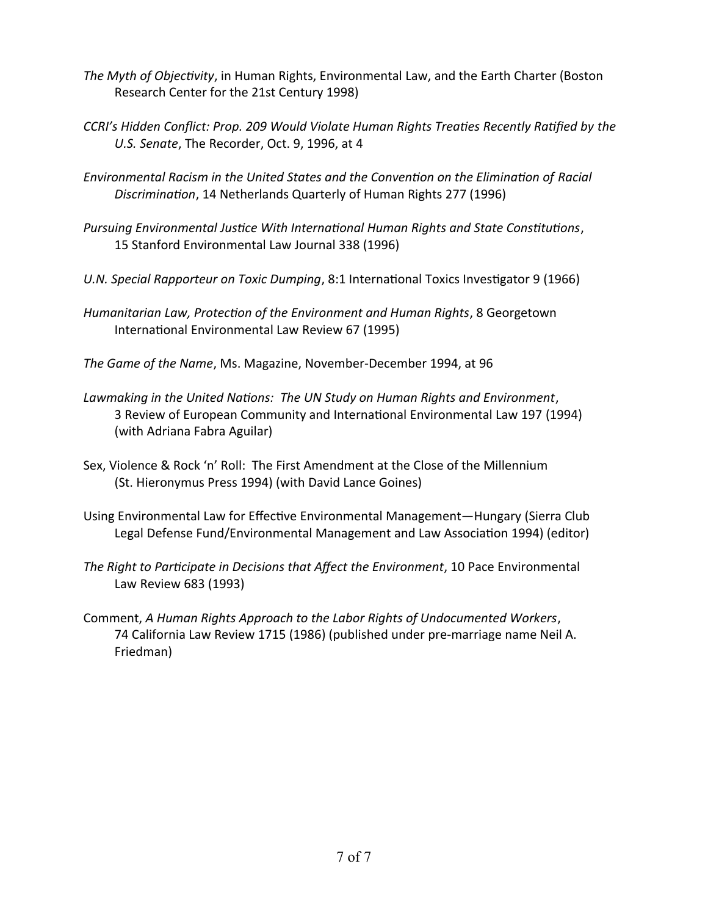*The Myth of Objectivity*, in Human Rights, Environmental Law, and the Earth Charter (Boston Research Center for the 21st Century 1998)

*CCRI's Hidden Conflict: Prop. 209 Would Violate Human Rights Treaties Recently Ratified by the U.S. Senate*, The Recorder, Oct. 9, 1996, at 4

*Environmental Racism in the United States and the Convention on the Elimination of Racial Discrimination*, 14 Netherlands Quarterly of Human Rights 277 (1996)

*Pursuing Environmental Justice With International Human Rights and State Constitutions*, 15 Stanford Environmental Law Journal 338 (1996)

*U.N. Special Rapporteur on Toxic Dumping*, 8:1 International Toxics Investigator 9 (1966)

*Humanitarian Law, Protection of the Environment and Human Rights*, 8 Georgetown International Environmental Law Review 67 (1995)

*The Game of the Name*, Ms. Magazine, November-December 1994, at 96

*Lawmaking in the United Nations: The UN Study on Human Rights and Environment*, 3 Review of European Community and International Environmental Law 197 (1994) (with Adriana Fabra Aguilar)

Sex, Violence & Rock 'n' Roll: The First Amendment at the Close of the Millennium (St. Hieronymus Press 1994) (with David Lance Goines)

Using Environmental Law for Effective Environmental Management—Hungary (Sierra Club Legal Defense Fund/Environmental Management and Law Association 1994) (editor)

*The Right to Participate in Decisions that Affect the Environment*, 10 Pace Environmental Law Review 683 (1993)

Comment, *A Human Rights Approach to the Labor Rights of Undocumented Workers*, 74 California Law Review 1715 (1986) (published under pre-marriage name Neil A. Friedman)